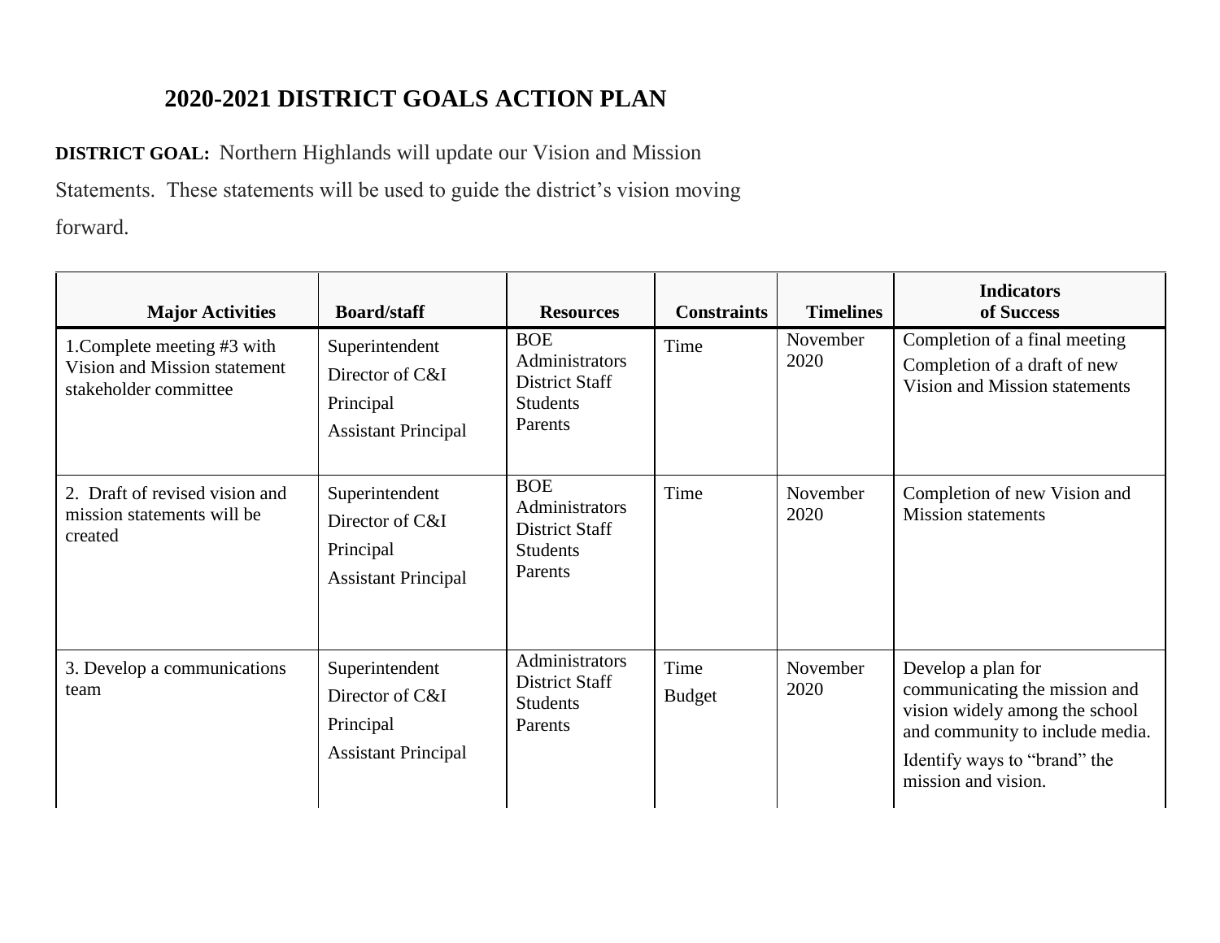# 2020-2021 DISTRICT GOALS ACTION PLAN

**DISTRICT GOAL:** Northern Highlands will update our Vision and Mission Statements. These statements will be used to guide the district's vision moving forward.

| Major Activities | Board/staff | Resources | Constraints | Timelines | Indicators of Success |
|---|---|---|---|---|---|
| 1.Complete meeting #3 with Vision and Mission statement stakeholder committee | Superintendent<br>Director of C&I<br>Principal<br>Assistant Principal | BOE<br>Administrators<br>District Staff<br>Students<br>Parents | Time | November 2020 | Completion of a final meeting<br>Completion of a draft of new Vision and Mission statements |
| 2. Draft of revised vision and mission statements will be created | Superintendent<br>Director of C&I<br>Principal<br>Assistant Principal | BOE<br>Administrators<br>District Staff<br>Students<br>Parents | Time | November 2020 | Completion of new Vision and Mission statements |
| 3. Develop a communications team | Superintendent<br>Director of C&I<br>Principal<br>Assistant Principal | Administrators<br>District Staff<br>Students<br>Parents | Time<br>Budget | November 2020 | Develop a plan for communicating the mission and vision widely among the school and community to include media.<br>Identify ways to "brand" the mission and vision. |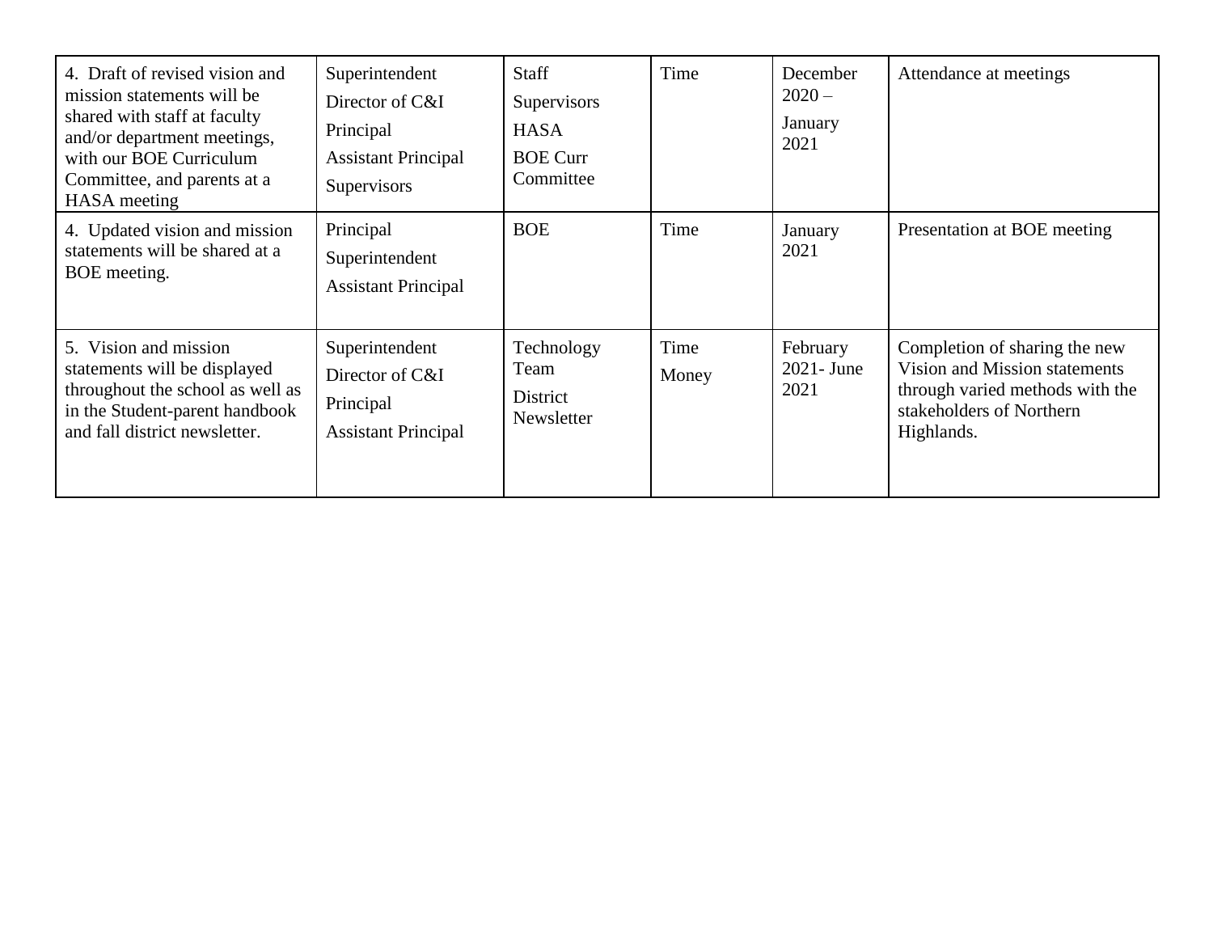| | | | | | |
|---|---|---|---|---|---|
| 4. Draft of revised vision and mission statements will be shared with staff at faculty and/or department meetings, with our BOE Curriculum Committee, and parents at a HASA meeting | Superintendent<br>Director of C&I<br>Principal<br>Assistant Principal<br>Supervisors | Staff<br>Supervisors<br>HASA<br>BOE Curr Committee | Time | December 2020 –<br>January 2021 | Attendance at meetings |
| 4. Updated vision and mission statements will be shared at a BOE meeting. | Principal<br>Superintendent<br>Assistant Principal | BOE | Time | January 2021 | Presentation at BOE meeting |
| 5. Vision and mission statements will be displayed throughout the school as well as in the Student-parent handbook and fall district newsletter. | Superintendent<br>Director of C&I<br>Principal<br>Assistant Principal | Technology Team<br>District Newsletter | Time<br>Money | February 2021- June 2021 | Completion of sharing the new Vision and Mission statements through varied methods with the stakeholders of Northern Highlands. |